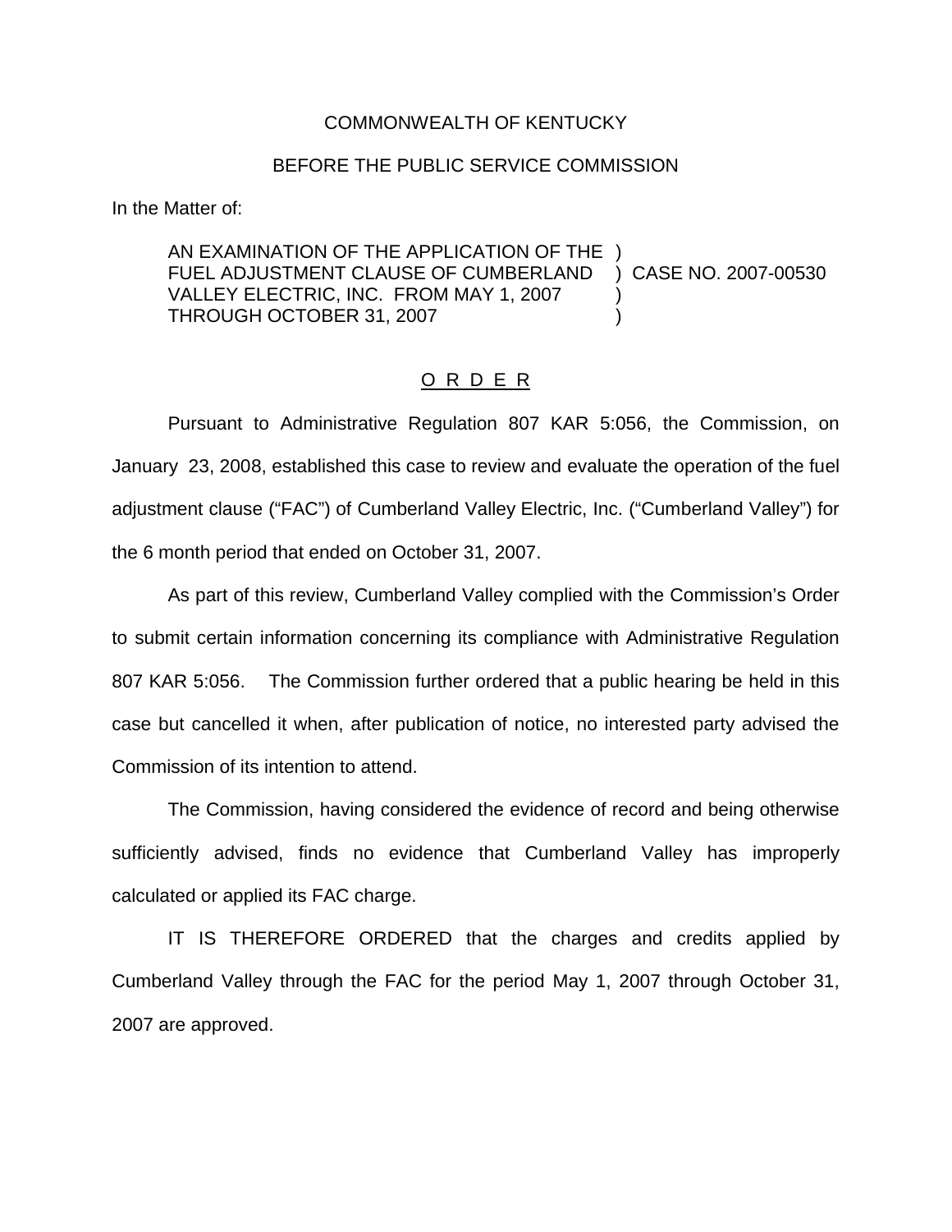COMMONWEALTH OF KENTUCKY

BEFORE THE PUBLIC SERVICE COMMISSION

In the Matter of:

AN EXAMINATION OF THE APPLICATION OF THE )
FUEL ADJUSTMENT CLAUSE OF CUMBERLAND ) CASE NO. 2007-00530
VALLEY ELECTRIC, INC. FROM MAY 1, 2007 )
THROUGH OCTOBER 31, 2007 )

O R D E R

Pursuant to Administrative Regulation 807 KAR 5:056, the Commission, on January 23, 2008, established this case to review and evaluate the operation of the fuel adjustment clause ("FAC") of Cumberland Valley Electric, Inc. ("Cumberland Valley") for the 6 month period that ended on October 31, 2007.

As part of this review, Cumberland Valley complied with the Commission's Order to submit certain information concerning its compliance with Administrative Regulation 807 KAR 5:056. The Commission further ordered that a public hearing be held in this case but cancelled it when, after publication of notice, no interested party advised the Commission of its intention to attend.

The Commission, having considered the evidence of record and being otherwise sufficiently advised, finds no evidence that Cumberland Valley has improperly calculated or applied its FAC charge.

IT IS THEREFORE ORDERED that the charges and credits applied by Cumberland Valley through the FAC for the period May 1, 2007 through October 31, 2007 are approved.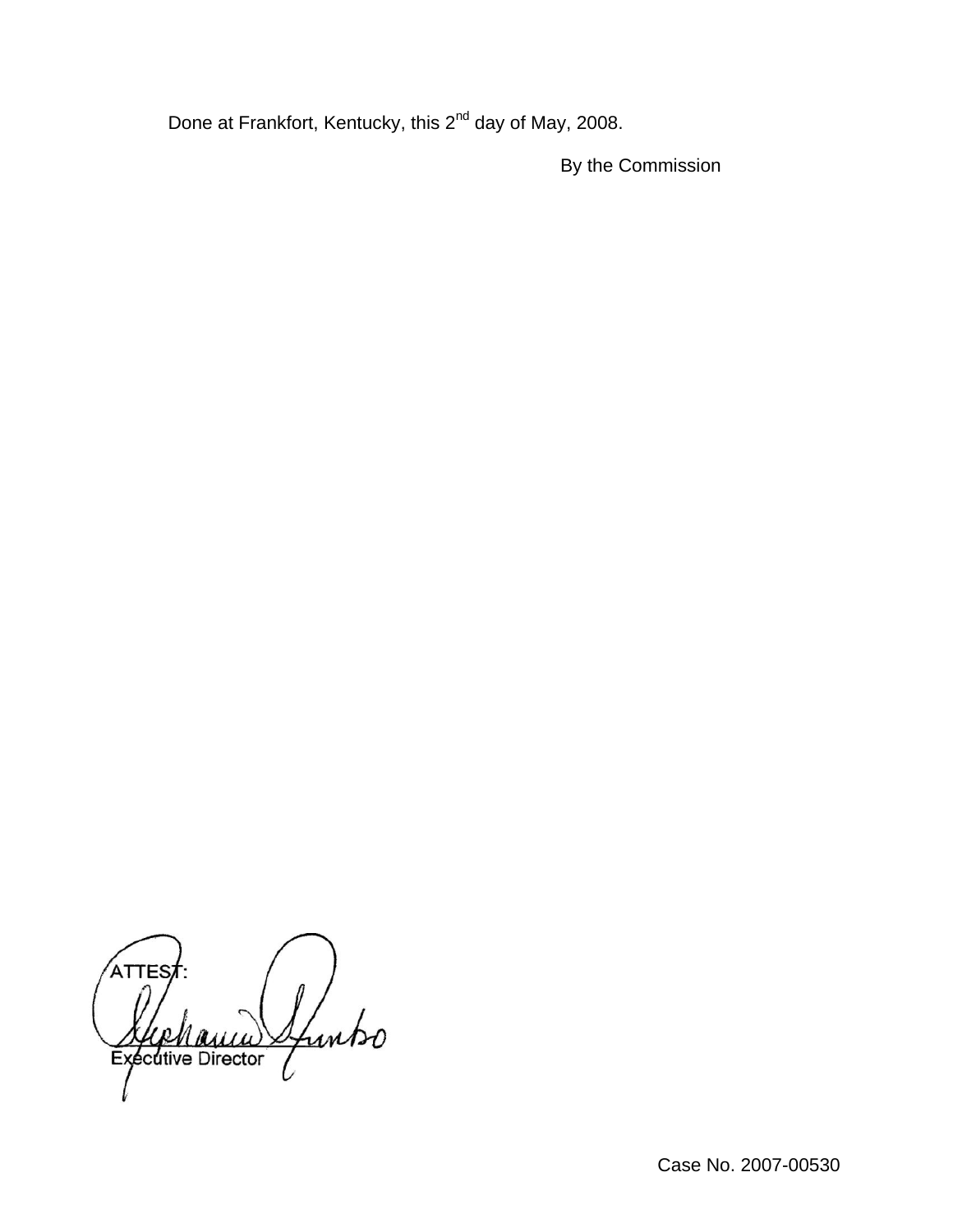Done at Frankfort, Kentucky, this 2nd day of May, 2008.

By the Commission

ATTEST:

Executive Director

Case No. 2007-00530